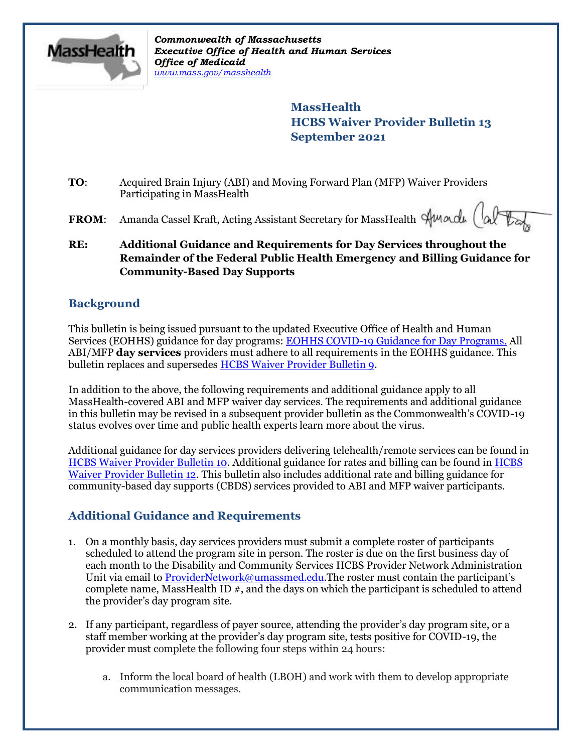*Commonwealth of Massachusetts*
*Executive Office of Health and Human Services*
*Office of Medicaid*
*www.mass.gov/masshealth*

**MassHealth**
**HCBS Waiver Provider Bulletin 13**
**September 2021**

**TO**: Acquired Brain Injury (ABI) and Moving Forward Plan (MFP) Waiver Providers Participating in MassHealth

**FROM**: Amanda Cassel Kraft, Acting Assistant Secretary for MassHealth

**RE: Additional Guidance and Requirements for Day Services throughout the Remainder of the Federal Public Health Emergency and Billing Guidance for Community-Based Day Supports**

## Background

This bulletin is being issued pursuant to the updated Executive Office of Health and Human Services (EOHHS) guidance for day programs: EOHHS COVID-19 Guidance for Day Programs. All ABI/MFP **day services** providers must adhere to all requirements in the EOHHS guidance. This bulletin replaces and supersedes HCBS Waiver Provider Bulletin 9.

In addition to the above, the following requirements and additional guidance apply to all MassHealth-covered ABI and MFP waiver day services. The requirements and additional guidance in this bulletin may be revised in a subsequent provider bulletin as the Commonwealth's COVID-19 status evolves over time and public health experts learn more about the virus.

Additional guidance for day services providers delivering telehealth/remote services can be found in HCBS Waiver Provider Bulletin 10. Additional guidance for rates and billing can be found in HCBS Waiver Provider Bulletin 12. This bulletin also includes additional rate and billing guidance for community-based day supports (CBDS) services provided to ABI and MFP waiver participants.

## Additional Guidance and Requirements

1. On a monthly basis, day services providers must submit a complete roster of participants scheduled to attend the program site in person. The roster is due on the first business day of each month to the Disability and Community Services HCBS Provider Network Administration Unit via email to ProviderNetwork@umassmed.edu.The roster must contain the participant's complete name, MassHealth ID #, and the days on which the participant is scheduled to attend the provider's day program site.

2. If any participant, regardless of payer source, attending the provider's day program site, or a staff member working at the provider's day program site, tests positive for COVID-19, the provider must complete the following four steps within 24 hours:

    a. Inform the local board of health (LBOH) and work with them to develop appropriate communication messages.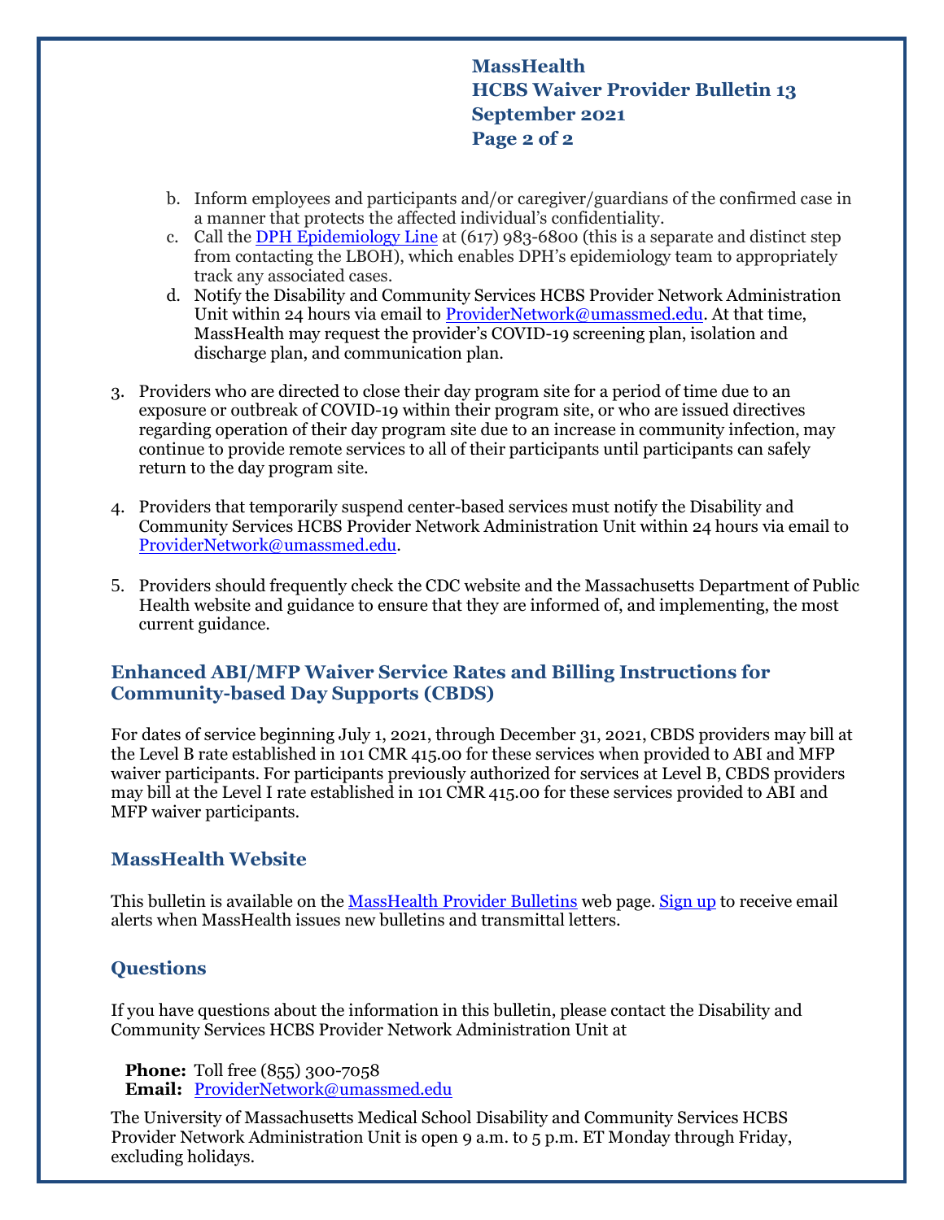b. Inform employees and participants and/or caregiver/guardians of the confirmed case in a manner that protects the affected individual's confidentiality.
c. Call the DPH Epidemiology Line at (617) 983-6800 (this is a separate and distinct step from contacting the LBOH), which enables DPH's epidemiology team to appropriately track any associated cases.
d. Notify the Disability and Community Services HCBS Provider Network Administration Unit within 24 hours via email to ProviderNetwork@umassmed.edu. At that time, MassHealth may request the provider's COVID-19 screening plan, isolation and discharge plan, and communication plan.

3. Providers who are directed to close their day program site for a period of time due to an exposure or outbreak of COVID-19 within their program site, or who are issued directives regarding operation of their day program site due to an increase in community infection, may continue to provide remote services to all of their participants until participants can safely return to the day program site.

4. Providers that temporarily suspend center-based services must notify the Disability and Community Services HCBS Provider Network Administration Unit within 24 hours via email to ProviderNetwork@umassmed.edu.

5. Providers should frequently check the CDC website and the Massachusetts Department of Public Health website and guidance to ensure that they are informed of, and implementing, the most current guidance.

## Enhanced ABI/MFP Waiver Service Rates and Billing Instructions for Community-based Day Supports (CBDS)

For dates of service beginning July 1, 2021, through December 31, 2021, CBDS providers may bill at the Level B rate established in 101 CMR 415.00 for these services when provided to ABI and MFP waiver participants. For participants previously authorized for services at Level B, CBDS providers may bill at the Level I rate established in 101 CMR 415.00 for these services provided to ABI and MFP waiver participants.

## MassHealth Website

This bulletin is available on the MassHealth Provider Bulletins web page. Sign up to receive email alerts when MassHealth issues new bulletins and transmittal letters.

## Questions

If you have questions about the information in this bulletin, please contact the Disability and Community Services HCBS Provider Network Administration Unit at

**Phone:** Toll free (855) 300-7058
**Email:** ProviderNetwork@umassmed.edu

The University of Massachusetts Medical School Disability and Community Services HCBS Provider Network Administration Unit is open 9 a.m. to 5 p.m. ET Monday through Friday, excluding holidays.